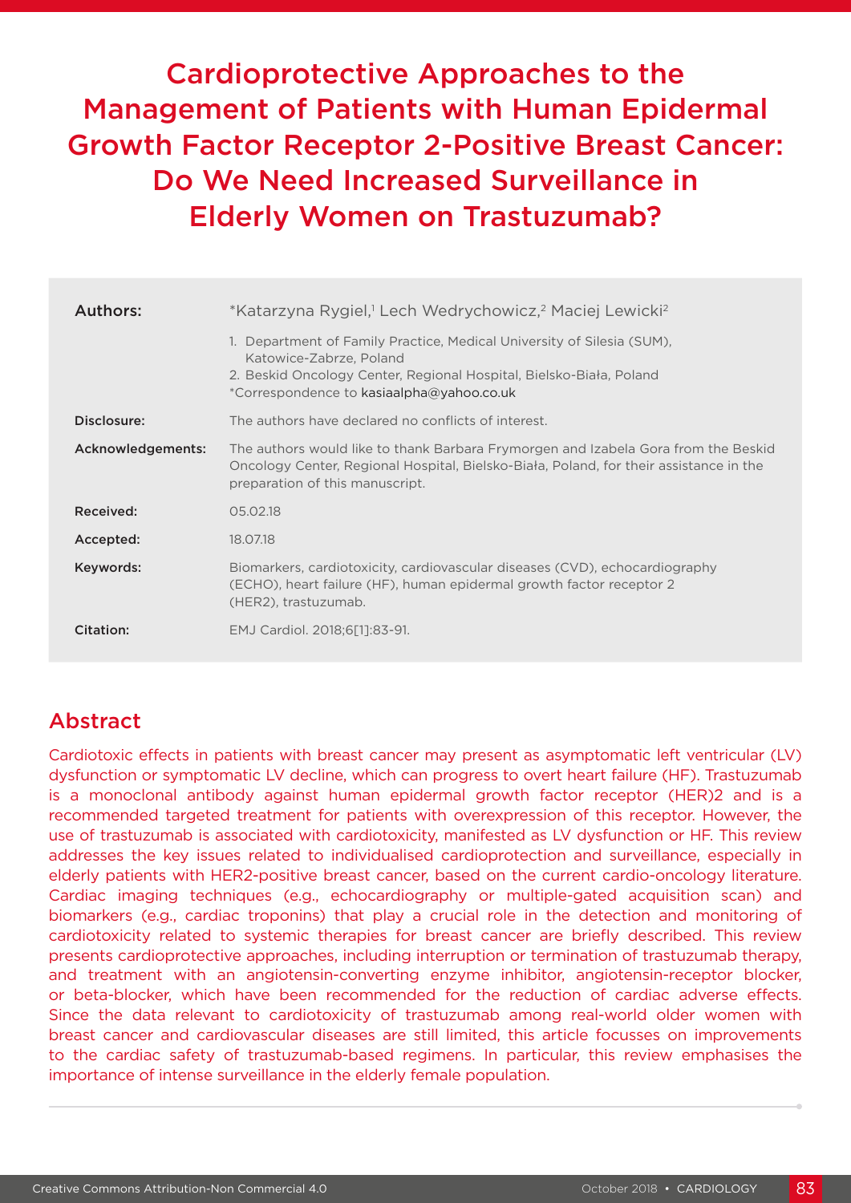# Cardioprotective Approaches to the Management of Patients with Human Epidermal Growth Factor Receptor 2-Positive Breast Cancer: Do We Need Increased Surveillance in Elderly Women on Trastuzumab?

| | |
|---|---|
| **Authors:** | *Katarzyna Rygiel,[1] Lech Wedrychowicz,[2] Maciej Lewicki[2] |
| | 1. Department of Family Practice, Medical University of Silesia (SUM), Katowice-Zabrze, Poland<br>2. Beskid Oncology Center, Regional Hospital, Bielsko-Biała, Poland<br>*Correspondence to kasiaalpha@yahoo.co.uk |
| **Disclosure:** | The authors have declared no conflicts of interest. |
| **Acknowledgements:** | The authors would like to thank Barbara Frymorgen and Izabela Gora from the Beskid Oncology Center, Regional Hospital, Bielsko-Biała, Poland, for their assistance in the preparation of this manuscript. |
| **Received:** | 05.02.18 |
| **Accepted:** | 18.07.18 |
| **Keywords:** | Biomarkers, cardiotoxicity, cardiovascular diseases (CVD), echocardiography (ECHO), heart failure (HF), human epidermal growth factor receptor 2 (HER2), trastuzumab. |
| **Citation:** | EMJ Cardiol. 2018;6[1]:83-91. |

## Abstract

Cardiotoxic effects in patients with breast cancer may present as asymptomatic left ventricular (LV) dysfunction or symptomatic LV decline, which can progress to overt heart failure (HF). Trastuzumab is a monoclonal antibody against human epidermal growth factor receptor (HER)2 and is a recommended targeted treatment for patients with overexpression of this receptor. However, the use of trastuzumab is associated with cardiotoxicity, manifested as LV dysfunction or HF. This review addresses the key issues related to individualised cardioprotection and surveillance, especially in elderly patients with HER2-positive breast cancer, based on the current cardio-oncology literature. Cardiac imaging techniques (e.g., echocardiography or multiple-gated acquisition scan) and biomarkers (e.g., cardiac troponins) that play a crucial role in the detection and monitoring of cardiotoxicity related to systemic therapies for breast cancer are briefly described. This review presents cardioprotective approaches, including interruption or termination of trastuzumab therapy, and treatment with an angiotensin-converting enzyme inhibitor, angiotensin-receptor blocker, or beta-blocker, which have been recommended for the reduction of cardiac adverse effects. Since the data relevant to cardiotoxicity of trastuzumab among real-world older women with breast cancer and cardiovascular diseases are still limited, this article focusses on improvements to the cardiac safety of trastuzumab-based regimens. In particular, this review emphasises the importance of intense surveillance in the elderly female population.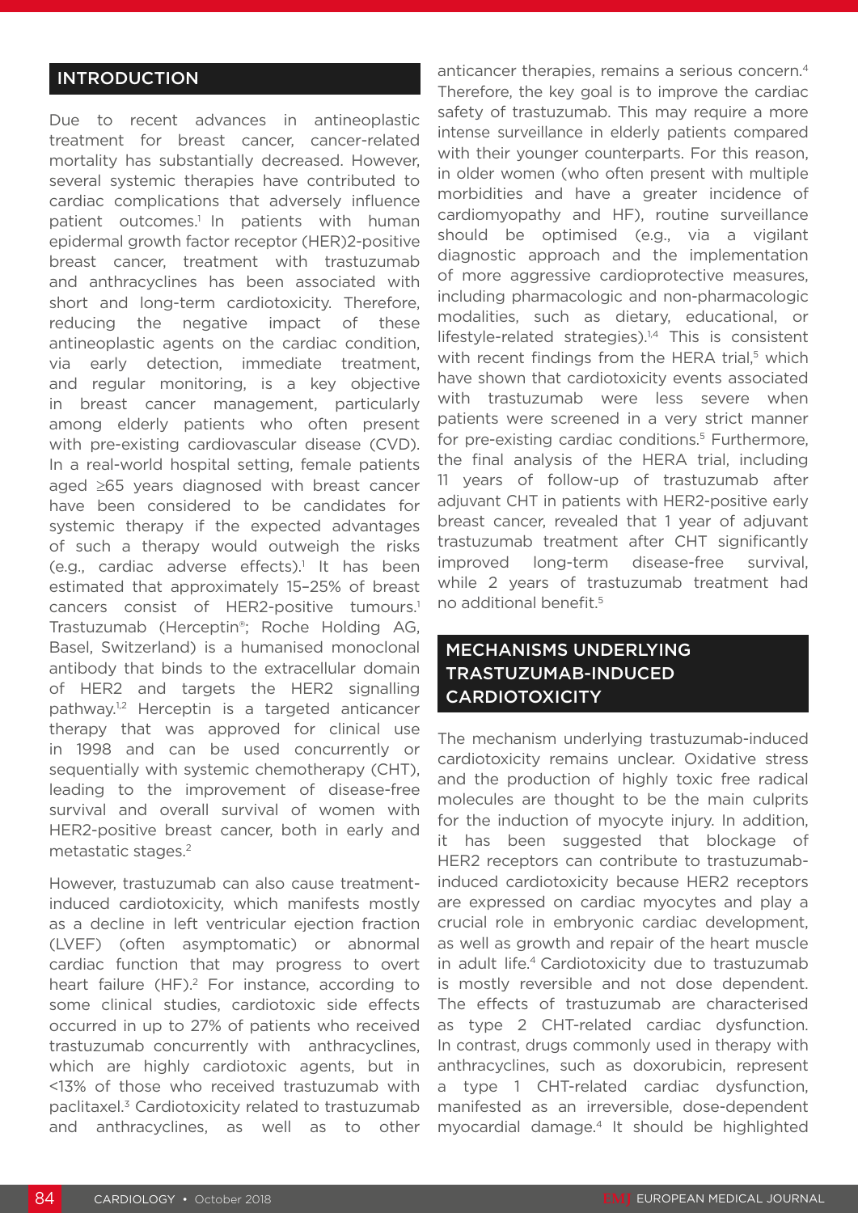## INTRODUCTION

Due to recent advances in antineoplastic treatment for breast cancer, cancer-related mortality has substantially decreased. However, several systemic therapies have contributed to cardiac complications that adversely influence patient outcomes.[1] In patients with human epidermal growth factor receptor (HER)2-positive breast cancer, treatment with trastuzumab and anthracyclines has been associated with short and long-term cardiotoxicity. Therefore, reducing the negative impact of these antineoplastic agents on the cardiac condition, via early detection, immediate treatment, and regular monitoring, is a key objective in breast cancer management, particularly among elderly patients who often present with pre-existing cardiovascular disease (CVD). In a real-world hospital setting, female patients aged ≥65 years diagnosed with breast cancer have been considered to be candidates for systemic therapy if the expected advantages of such a therapy would outweigh the risks (e.g., cardiac adverse effects).[1] It has been estimated that approximately 15–25% of breast cancers consist of HER2-positive tumours.[1] Trastuzumab (Herceptin®; Roche Holding AG, Basel, Switzerland) is a humanised monoclonal antibody that binds to the extracellular domain of HER2 and targets the HER2 signalling pathway.[1,2] Herceptin is a targeted anticancer therapy that was approved for clinical use in 1998 and can be used concurrently or sequentially with systemic chemotherapy (CHT), leading to the improvement of disease-free survival and overall survival of women with HER2-positive breast cancer, both in early and metastatic stages.[2]

However, trastuzumab can also cause treatment-induced cardiotoxicity, which manifests mostly as a decline in left ventricular ejection fraction (LVEF) (often asymptomatic) or abnormal cardiac function that may progress to overt heart failure (HF).[2] For instance, according to some clinical studies, cardiotoxic side effects occurred in up to 27% of patients who received trastuzumab concurrently with anthracyclines, which are highly cardiotoxic agents, but in <13% of those who received trastuzumab with paclitaxel.[3] Cardiotoxicity related to trastuzumab and anthracyclines, as well as to other anticancer therapies, remains a serious concern.[4] Therefore, the key goal is to improve the cardiac safety of trastuzumab. This may require a more intense surveillance in elderly patients compared with their younger counterparts. For this reason, in older women (who often present with multiple morbidities and have a greater incidence of cardiomyopathy and HF), routine surveillance should be optimised (e.g., via a vigilant diagnostic approach and the implementation of more aggressive cardioprotective measures, including pharmacologic and non-pharmacologic modalities, such as dietary, educational, or lifestyle-related strategies).[1,4] This is consistent with recent findings from the HERA trial,[5] which have shown that cardiotoxicity events associated with trastuzumab were less severe when patients were screened in a very strict manner for pre-existing cardiac conditions.[5] Furthermore, the final analysis of the HERA trial, including 11 years of follow-up of trastuzumab after adjuvant CHT in patients with HER2-positive early breast cancer, revealed that 1 year of adjuvant trastuzumab treatment after CHT significantly improved long-term disease-free survival, while 2 years of trastuzumab treatment had no additional benefit.[5]

## MECHANISMS UNDERLYING TRASTUZUMAB-INDUCED CARDIOTOXICITY

The mechanism underlying trastuzumab-induced cardiotoxicity remains unclear. Oxidative stress and the production of highly toxic free radical molecules are thought to be the main culprits for the induction of myocyte injury. In addition, it has been suggested that blockage of HER2 receptors can contribute to trastuzumab-induced cardiotoxicity because HER2 receptors are expressed on cardiac myocytes and play a crucial role in embryonic cardiac development, as well as growth and repair of the heart muscle in adult life.[4] Cardiotoxicity due to trastuzumab is mostly reversible and not dose dependent. The effects of trastuzumab are characterised as type 2 CHT-related cardiac dysfunction. In contrast, drugs commonly used in therapy with anthracyclines, such as doxorubicin, represent a type 1 CHT-related cardiac dysfunction, manifested as an irreversible, dose-dependent myocardial damage.[4] It should be highlighted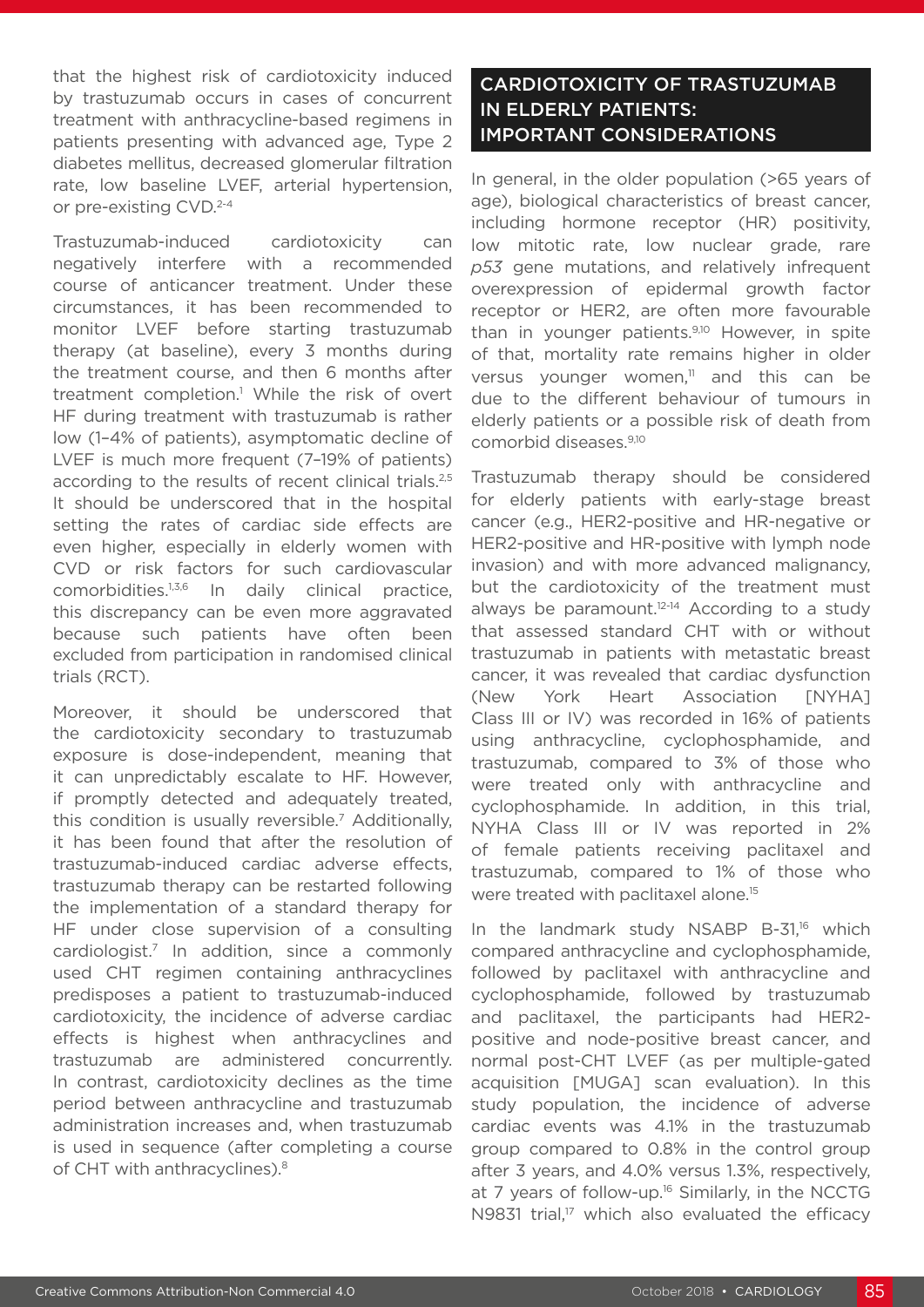that the highest risk of cardiotoxicity induced by trastuzumab occurs in cases of concurrent treatment with anthracycline-based regimens in patients presenting with advanced age, Type 2 diabetes mellitus, decreased glomerular filtration rate, low baseline LVEF, arterial hypertension, or pre-existing CVD.[2-4]

Trastuzumab-induced cardiotoxicity can negatively interfere with a recommended course of anticancer treatment. Under these circumstances, it has been recommended to monitor LVEF before starting trastuzumab therapy (at baseline), every 3 months during the treatment course, and then 6 months after treatment completion.[1] While the risk of overt HF during treatment with trastuzumab is rather low (1–4% of patients), asymptomatic decline of LVEF is much more frequent (7–19% of patients) according to the results of recent clinical trials.[2,5] It should be underscored that in the hospital setting the rates of cardiac side effects are even higher, especially in elderly women with CVD or risk factors for such cardiovascular comorbidities.[1,3,6] In daily clinical practice, this discrepancy can be even more aggravated because such patients have often been excluded from participation in randomised clinical trials (RCT).

Moreover, it should be underscored that the cardiotoxicity secondary to trastuzumab exposure is dose-independent, meaning that it can unpredictably escalate to HF. However, if promptly detected and adequately treated, this condition is usually reversible.[7] Additionally, it has been found that after the resolution of trastuzumab-induced cardiac adverse effects, trastuzumab therapy can be restarted following the implementation of a standard therapy for HF under close supervision of a consulting cardiologist.[7] In addition, since a commonly used CHT regimen containing anthracyclines predisposes a patient to trastuzumab-induced cardiotoxicity, the incidence of adverse cardiac effects is highest when anthracyclines and trastuzumab are administered concurrently. In contrast, cardiotoxicity declines as the time period between anthracycline and trastuzumab administration increases and, when trastuzumab is used in sequence (after completing a course of CHT with anthracyclines).[8]

## CARDIOTOXICITY OF TRASTUZUMAB IN ELDERLY PATIENTS: IMPORTANT CONSIDERATIONS

In general, in the older population (>65 years of age), biological characteristics of breast cancer, including hormone receptor (HR) positivity, low mitotic rate, low nuclear grade, rare *p53* gene mutations, and relatively infrequent overexpression of epidermal growth factor receptor or HER2, are often more favourable than in younger patients.[9,10] However, in spite of that, mortality rate remains higher in older versus younger women,[11] and this can be due to the different behaviour of tumours in elderly patients or a possible risk of death from comorbid diseases.[9,10]

Trastuzumab therapy should be considered for elderly patients with early-stage breast cancer (e.g., HER2-positive and HR-negative or HER2-positive and HR-positive with lymph node invasion) and with more advanced malignancy, but the cardiotoxicity of the treatment must always be paramount.[12-14] According to a study that assessed standard CHT with or without trastuzumab in patients with metastatic breast cancer, it was revealed that cardiac dysfunction (New York Heart Association [NYHA] Class III or IV) was recorded in 16% of patients using anthracycline, cyclophosphamide, and trastuzumab, compared to 3% of those who were treated only with anthracycline and cyclophosphamide. In addition, in this trial, NYHA Class III or IV was reported in 2% of female patients receiving paclitaxel and trastuzumab, compared to 1% of those who were treated with paclitaxel alone.[15]

In the landmark study NSABP B-31,[16] which compared anthracycline and cyclophosphamide, followed by paclitaxel with anthracycline and cyclophosphamide, followed by trastuzumab and paclitaxel, the participants had HER2-positive and node-positive breast cancer, and normal post-CHT LVEF (as per multiple-gated acquisition [MUGA] scan evaluation). In this study population, the incidence of adverse cardiac events was 4.1% in the trastuzumab group compared to 0.8% in the control group after 3 years, and 4.0% versus 1.3%, respectively, at 7 years of follow-up.[16] Similarly, in the NCCTG N9831 trial,[17] which also evaluated the efficacy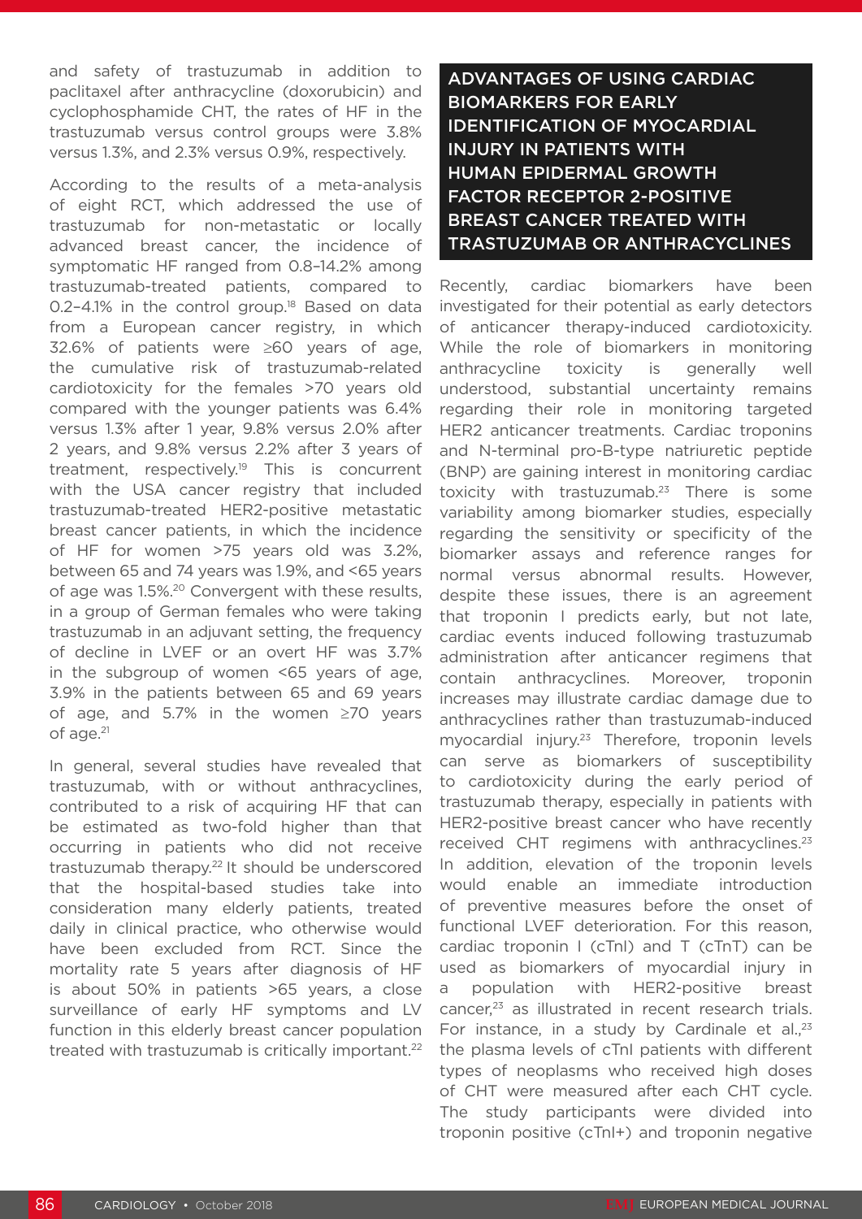and safety of trastuzumab in addition to paclitaxel after anthracycline (doxorubicin) and cyclophosphamide CHT, the rates of HF in the trastuzumab versus control groups were 3.8% versus 1.3%, and 2.3% versus 0.9%, respectively.

According to the results of a meta-analysis of eight RCT, which addressed the use of trastuzumab for non-metastatic or locally advanced breast cancer, the incidence of symptomatic HF ranged from 0.8–14.2% among trastuzumab-treated patients, compared to 0.2–4.1% in the control group.[18] Based on data from a European cancer registry, in which 32.6% of patients were ≥60 years of age, the cumulative risk of trastuzumab-related cardiotoxicity for the females >70 years old compared with the younger patients was 6.4% versus 1.3% after 1 year, 9.8% versus 2.0% after 2 years, and 9.8% versus 2.2% after 3 years of treatment, respectively.[19] This is concurrent with the USA cancer registry that included trastuzumab-treated HER2-positive metastatic breast cancer patients, in which the incidence of HF for women >75 years old was 3.2%, between 65 and 74 years was 1.9%, and <65 years of age was 1.5%.[20] Convergent with these results, in a group of German females who were taking trastuzumab in an adjuvant setting, the frequency of decline in LVEF or an overt HF was 3.7% in the subgroup of women <65 years of age, 3.9% in the patients between 65 and 69 years of age, and 5.7% in the women ≥70 years of age.[21]

In general, several studies have revealed that trastuzumab, with or without anthracyclines, contributed to a risk of acquiring HF that can be estimated as two-fold higher than that occurring in patients who did not receive trastuzumab therapy.[22] It should be underscored that the hospital-based studies take into consideration many elderly patients, treated daily in clinical practice, who otherwise would have been excluded from RCT. Since the mortality rate 5 years after diagnosis of HF is about 50% in patients >65 years, a close surveillance of early HF symptoms and LV function in this elderly breast cancer population treated with trastuzumab is critically important.[22]

## ADVANTAGES OF USING CARDIAC BIOMARKERS FOR EARLY IDENTIFICATION OF MYOCARDIAL INJURY IN PATIENTS WITH HUMAN EPIDERMAL GROWTH FACTOR RECEPTOR 2-POSITIVE BREAST CANCER TREATED WITH TRASTUZUMAB OR ANTHRACYCLINES

Recently, cardiac biomarkers have been investigated for their potential as early detectors of anticancer therapy-induced cardiotoxicity. While the role of biomarkers in monitoring anthracycline toxicity is generally well understood, substantial uncertainty remains regarding their role in monitoring targeted HER2 anticancer treatments. Cardiac troponins and N-terminal pro-B-type natriuretic peptide (BNP) are gaining interest in monitoring cardiac toxicity with trastuzumab.[23] There is some variability among biomarker studies, especially regarding the sensitivity or specificity of the biomarker assays and reference ranges for normal versus abnormal results. However, despite these issues, there is an agreement that troponin I predicts early, but not late, cardiac events induced following trastuzumab administration after anticancer regimens that contain anthracyclines. Moreover, troponin increases may illustrate cardiac damage due to anthracyclines rather than trastuzumab-induced myocardial injury.[23] Therefore, troponin levels can serve as biomarkers of susceptibility to cardiotoxicity during the early period of trastuzumab therapy, especially in patients with HER2-positive breast cancer who have recently received CHT regimens with anthracyclines.[23] In addition, elevation of the troponin levels would enable an immediate introduction of preventive measures before the onset of functional LVEF deterioration. For this reason, cardiac troponin I (cTnI) and T (cTnT) can be used as biomarkers of myocardial injury in a population with HER2-positive breast cancer,[23] as illustrated in recent research trials. For instance, in a study by Cardinale et al.,[23] the plasma levels of cTnI patients with different types of neoplasms who received high doses of CHT were measured after each CHT cycle. The study participants were divided into troponin positive (cTnI+) and troponin negative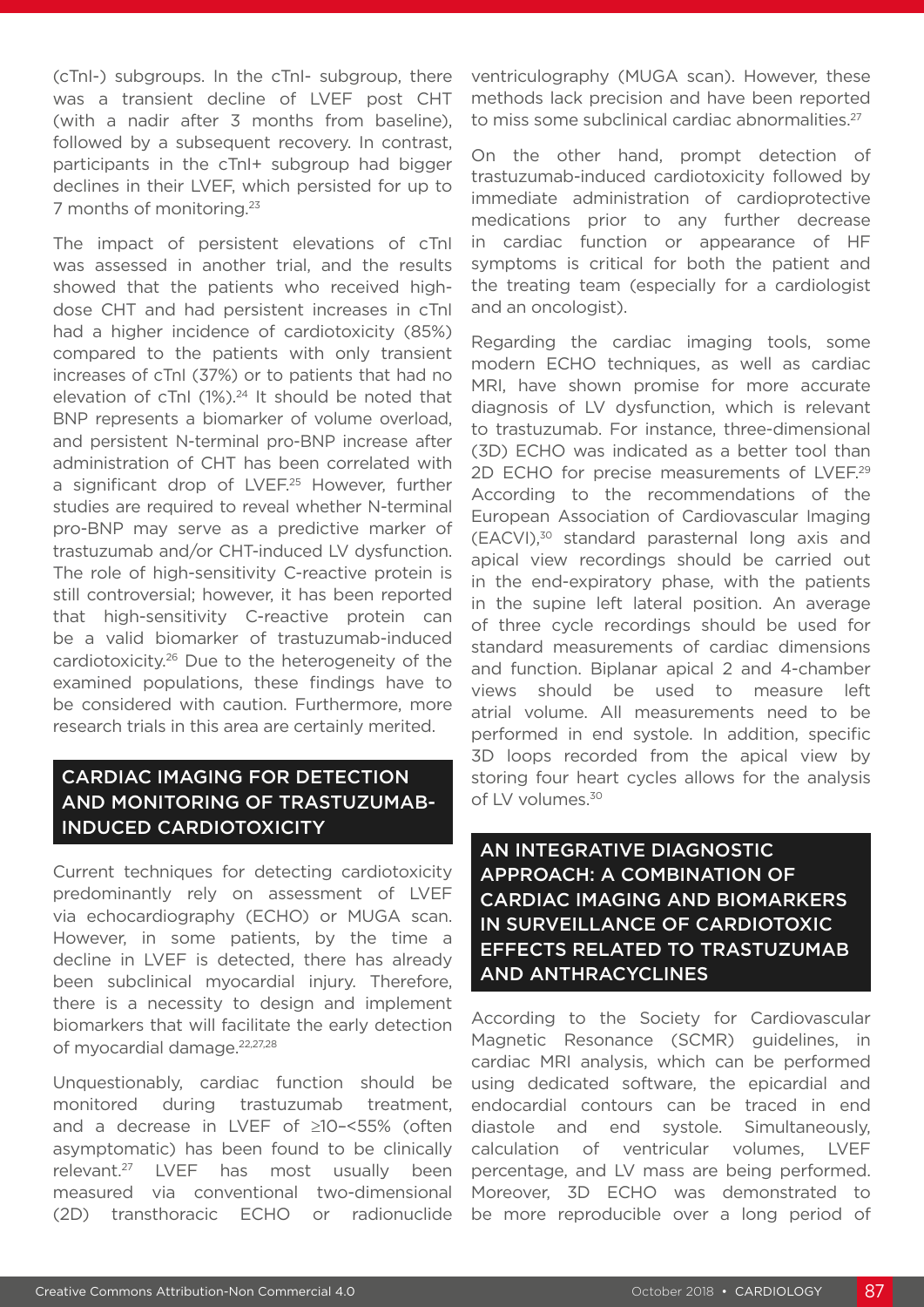(cTnI-) subgroups. In the cTnI- subgroup, there was a transient decline of LVEF post CHT (with a nadir after 3 months from baseline), followed by a subsequent recovery. In contrast, participants in the cTnI+ subgroup had bigger declines in their LVEF, which persisted for up to 7 months of monitoring.[23]

The impact of persistent elevations of cTnI was assessed in another trial, and the results showed that the patients who received high-dose CHT and had persistent increases in cTnI had a higher incidence of cardiotoxicity (85%) compared to the patients with only transient increases of cTnI (37%) or to patients that had no elevation of cTnI (1%).[24] It should be noted that BNP represents a biomarker of volume overload, and persistent N-terminal pro-BNP increase after administration of CHT has been correlated with a significant drop of LVEF.[25] However, further studies are required to reveal whether N-terminal pro-BNP may serve as a predictive marker of trastuzumab and/or CHT-induced LV dysfunction. The role of high-sensitivity C-reactive protein is still controversial; however, it has been reported that high-sensitivity C-reactive protein can be a valid biomarker of trastuzumab-induced cardiotoxicity.[26] Due to the heterogeneity of the examined populations, these findings have to be considered with caution. Furthermore, more research trials in this area are certainly merited.

## CARDIAC IMAGING FOR DETECTION AND MONITORING OF TRASTUZUMAB-INDUCED CARDIOTOXICITY

Current techniques for detecting cardiotoxicity predominantly rely on assessment of LVEF via echocardiography (ECHO) or MUGA scan. However, in some patients, by the time a decline in LVEF is detected, there has already been subclinical myocardial injury. Therefore, there is a necessity to design and implement biomarkers that will facilitate the early detection of myocardial damage.[22,27,28]

Unquestionably, cardiac function should be monitored during trastuzumab treatment, and a decrease in LVEF of ≥10–<55% (often asymptomatic) has been found to be clinically relevant.[27] LVEF has most usually been measured via conventional two-dimensional (2D) transthoracic ECHO or radionuclide ventriculography (MUGA scan). However, these methods lack precision and have been reported to miss some subclinical cardiac abnormalities.[27]

On the other hand, prompt detection of trastuzumab-induced cardiotoxicity followed by immediate administration of cardioprotective medications prior to any further decrease in cardiac function or appearance of HF symptoms is critical for both the patient and the treating team (especially for a cardiologist and an oncologist).

Regarding the cardiac imaging tools, some modern ECHO techniques, as well as cardiac MRI, have shown promise for more accurate diagnosis of LV dysfunction, which is relevant to trastuzumab. For instance, three-dimensional (3D) ECHO was indicated as a better tool than 2D ECHO for precise measurements of LVEF.[29] According to the recommendations of the European Association of Cardiovascular Imaging (EACVI),[30] standard parasternal long axis and apical view recordings should be carried out in the end-expiratory phase, with the patients in the supine left lateral position. An average of three cycle recordings should be used for standard measurements of cardiac dimensions and function. Biplanar apical 2 and 4-chamber views should be used to measure left atrial volume. All measurements need to be performed in end systole. In addition, specific 3D loops recorded from the apical view by storing four heart cycles allows for the analysis of LV volumes.[30]

## AN INTEGRATIVE DIAGNOSTIC APPROACH: A COMBINATION OF CARDIAC IMAGING AND BIOMARKERS IN SURVEILLANCE OF CARDIOTOXIC EFFECTS RELATED TO TRASTUZUMAB AND ANTHRACYCLINES

According to the Society for Cardiovascular Magnetic Resonance (SCMR) guidelines, in cardiac MRI analysis, which can be performed using dedicated software, the epicardial and endocardial contours can be traced in end diastole and end systole. Simultaneously, calculation of ventricular volumes, LVEF percentage, and LV mass are being performed. Moreover, 3D ECHO was demonstrated to be more reproducible over a long period of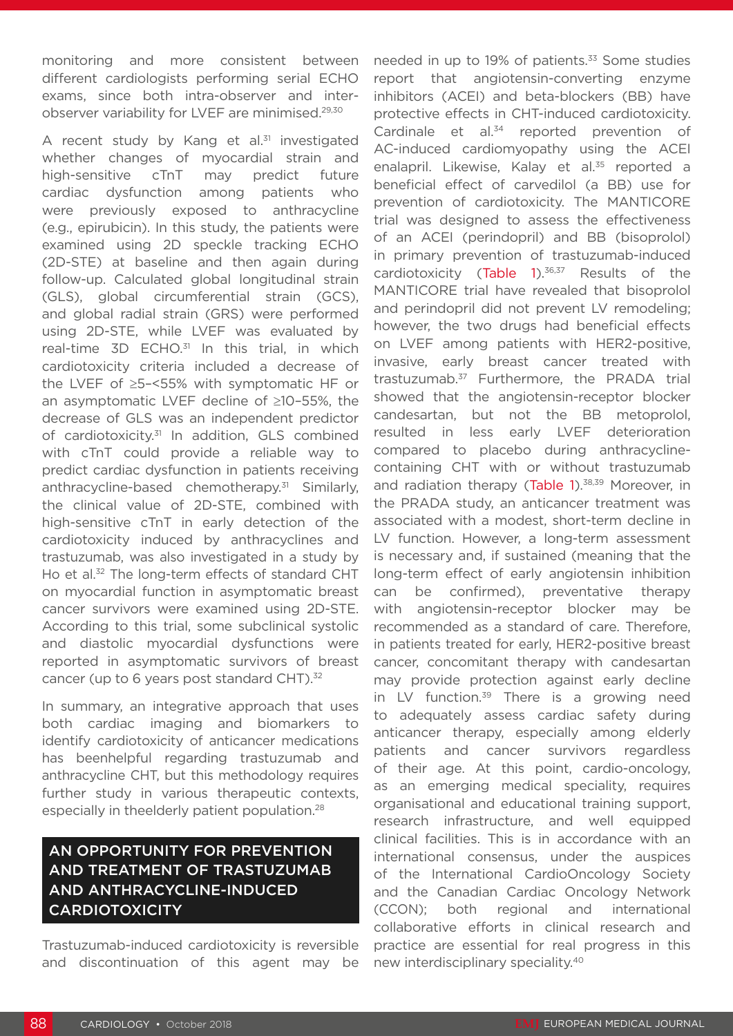monitoring and more consistent between different cardiologists performing serial ECHO exams, since both intra-observer and inter-observer variability for LVEF are minimised.[29,30]

A recent study by Kang et al.[31] investigated whether changes of myocardial strain and high-sensitive cTnT may predict future cardiac dysfunction among patients who were previously exposed to anthracycline (e.g., epirubicin). In this study, the patients were examined using 2D speckle tracking ECHO (2D-STE) at baseline and then again during follow-up. Calculated global longitudinal strain (GLS), global circumferential strain (GCS), and global radial strain (GRS) were performed using 2D-STE, while LVEF was evaluated by real-time 3D ECHO.[31] In this trial, in which cardiotoxicity criteria included a decrease of the LVEF of ≥5–<55% with symptomatic HF or an asymptomatic LVEF decline of ≥10–55%, the decrease of GLS was an independent predictor of cardiotoxicity.[31] In addition, GLS combined with cTnT could provide a reliable way to predict cardiac dysfunction in patients receiving anthracycline-based chemotherapy.[31] Similarly, the clinical value of 2D-STE, combined with high-sensitive cTnT in early detection of the cardiotoxicity induced by anthracyclines and trastuzumab, was also investigated in a study by Ho et al.[32] The long-term effects of standard CHT on myocardial function in asymptomatic breast cancer survivors were examined using 2D-STE. According to this trial, some subclinical systolic and diastolic myocardial dysfunctions were reported in asymptomatic survivors of breast cancer (up to 6 years post standard CHT).[32]

In summary, an integrative approach that uses both cardiac imaging and biomarkers to identify cardiotoxicity of anticancer medications has beenhelpful regarding trastuzumab and anthracycline CHT, but this methodology requires further study in various therapeutic contexts, especially in theelderly patient population.[28]

## AN OPPORTUNITY FOR PREVENTION AND TREATMENT OF TRASTUZUMAB AND ANTHRACYCLINE-INDUCED CARDIOTOXICITY

Trastuzumab-induced cardiotoxicity is reversible and discontinuation of this agent may be needed in up to 19% of patients.[33] Some studies report that angiotensin-converting enzyme inhibitors (ACEI) and beta-blockers (BB) have protective effects in CHT-induced cardiotoxicity. Cardinale et al.[34] reported prevention of AC-induced cardiomyopathy using the ACEI enalapril. Likewise, Kalay et al.[35] reported a beneficial effect of carvedilol (a BB) use for prevention of cardiotoxicity. The MANTICORE trial was designed to assess the effectiveness of an ACEI (perindopril) and BB (bisoprolol) in primary prevention of trastuzumab-induced cardiotoxicity (Table 1).[36,37] Results of the MANTICORE trial have revealed that bisoprolol and perindopril did not prevent LV remodeling; however, the two drugs had beneficial effects on LVEF among patients with HER2-positive, invasive, early breast cancer treated with trastuzumab.[37] Furthermore, the PRADA trial showed that the angiotensin-receptor blocker candesartan, but not the BB metoprolol, resulted in less early LVEF deterioration compared to placebo during anthracycline-containing CHT with or without trastuzumab and radiation therapy (Table 1).[38,39] Moreover, in the PRADA study, an anticancer treatment was associated with a modest, short-term decline in LV function. However, a long-term assessment is necessary and, if sustained (meaning that the long-term effect of early angiotensin inhibition can be confirmed), preventative therapy with angiotensin-receptor blocker may be recommended as a standard of care. Therefore, in patients treated for early, HER2-positive breast cancer, concomitant therapy with candesartan may provide protection against early decline in LV function.[39] There is a growing need to adequately assess cardiac safety during anticancer therapy, especially among elderly patients and cancer survivors regardless of their age. At this point, cardio-oncology, as an emerging medical speciality, requires organisational and educational training support, research infrastructure, and well equipped clinical facilities. This is in accordance with an international consensus, under the auspices of the International CardioOncology Society and the Canadian Cardiac Oncology Network (CCON); both regional and international collaborative efforts in clinical research and practice are essential for real progress in this new interdisciplinary speciality.[40]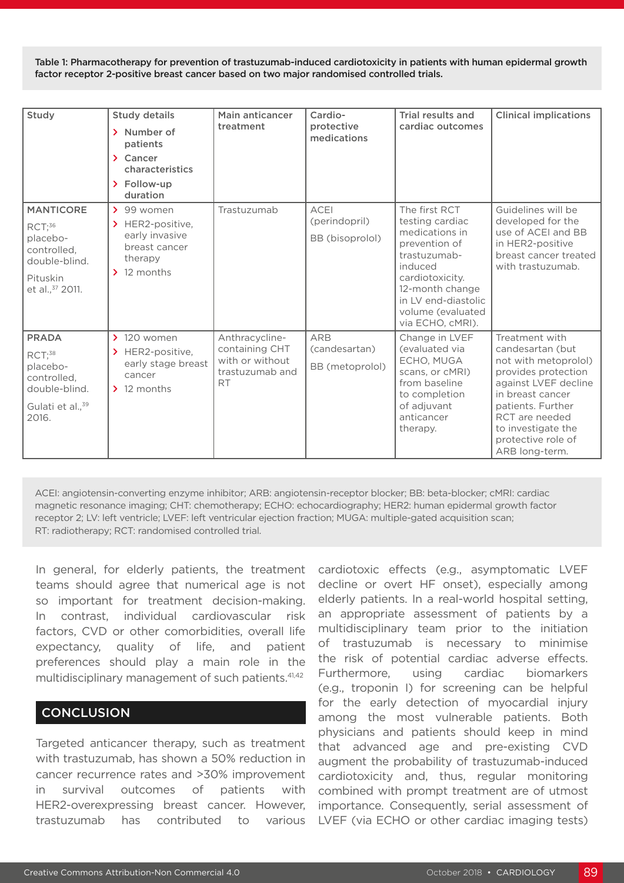**Table 1: Pharmacotherapy for prevention of trastuzumab-induced cardiotoxicity in patients with human epidermal growth factor receptor 2-positive breast cancer based on two major randomised controlled trials.**

| Study | Study details<br>› Number of patients<br>› Cancer characteristics<br>› Follow-up duration | Main anticancer treatment | Cardio-protective medications | Trial results and cardiac outcomes | Clinical implications |
|---|---|---|---|---|---|
| MANTICORE<br>RCT;[36] placebo-controlled, double-blind.<br>Pituskin et al.,[37] 2011. | › 99 women<br>› HER2-positive, early invasive breast cancer therapy<br>› 12 months | Trastuzumab | ACEI (perindopril)<br>BB (bisoprolol) | The first RCT testing cardiac medications in prevention of trastuzumab-induced cardiotoxicity. 12-month change in LV end-diastolic volume (evaluated via ECHO, cMRI). | Guidelines will be developed for the use of ACEI and BB in HER2-positive breast cancer treated with trastuzumab. |
| PRADA<br>RCT;[38] placebo-controlled, double-blind.<br>Gulati et al.,[39] 2016. | › 120 women<br>› HER2-positive, early stage breast cancer<br>› 12 months | Anthracycline-containing CHT with or without trastuzumab and RT | ARB (candesartan)<br>BB (metoprolol) | Change in LVEF (evaluated via ECHO, MUGA scans, or cMRI) from baseline to completion of adjuvant anticancer therapy. | Treatment with candesartan (but not with metoprolol) provides protection against LVEF decline in breast cancer patients. Further RCT are needed to investigate the protective role of ARB long-term. |

ACEI: angiotensin-converting enzyme inhibitor; ARB: angiotensin-receptor blocker; BB: beta-blocker; cMRI: cardiac magnetic resonance imaging; CHT: chemotherapy; ECHO: echocardiography; HER2: human epidermal growth factor receptor 2; LV: left ventricle; LVEF: left ventricular ejection fraction; MUGA: multiple-gated acquisition scan; RT: radiotherapy; RCT: randomised controlled trial.

In general, for elderly patients, the treatment teams should agree that numerical age is not so important for treatment decision-making. In contrast, individual cardiovascular risk factors, CVD or other comorbidities, overall life expectancy, quality of life, and patient preferences should play a main role in the multidisciplinary management of such patients.[41,42]

## CONCLUSION

Targeted anticancer therapy, such as treatment with trastuzumab, has shown a 50% reduction in cancer recurrence rates and >30% improvement in survival outcomes of patients with HER2-overexpressing breast cancer. However, trastuzumab has contributed to various cardiotoxic effects (e.g., asymptomatic LVEF decline or overt HF onset), especially among elderly patients. In a real-world hospital setting, an appropriate assessment of patients by a multidisciplinary team prior to the initiation of trastuzumab is necessary to minimise the risk of potential cardiac adverse effects. Furthermore, using cardiac biomarkers (e.g., troponin I) for screening can be helpful for the early detection of myocardial injury among the most vulnerable patients. Both physicians and patients should keep in mind that advanced age and pre-existing CVD augment the probability of trastuzumab-induced cardiotoxicity and, thus, regular monitoring combined with prompt treatment are of utmost importance. Consequently, serial assessment of LVEF (via ECHO or other cardiac imaging tests)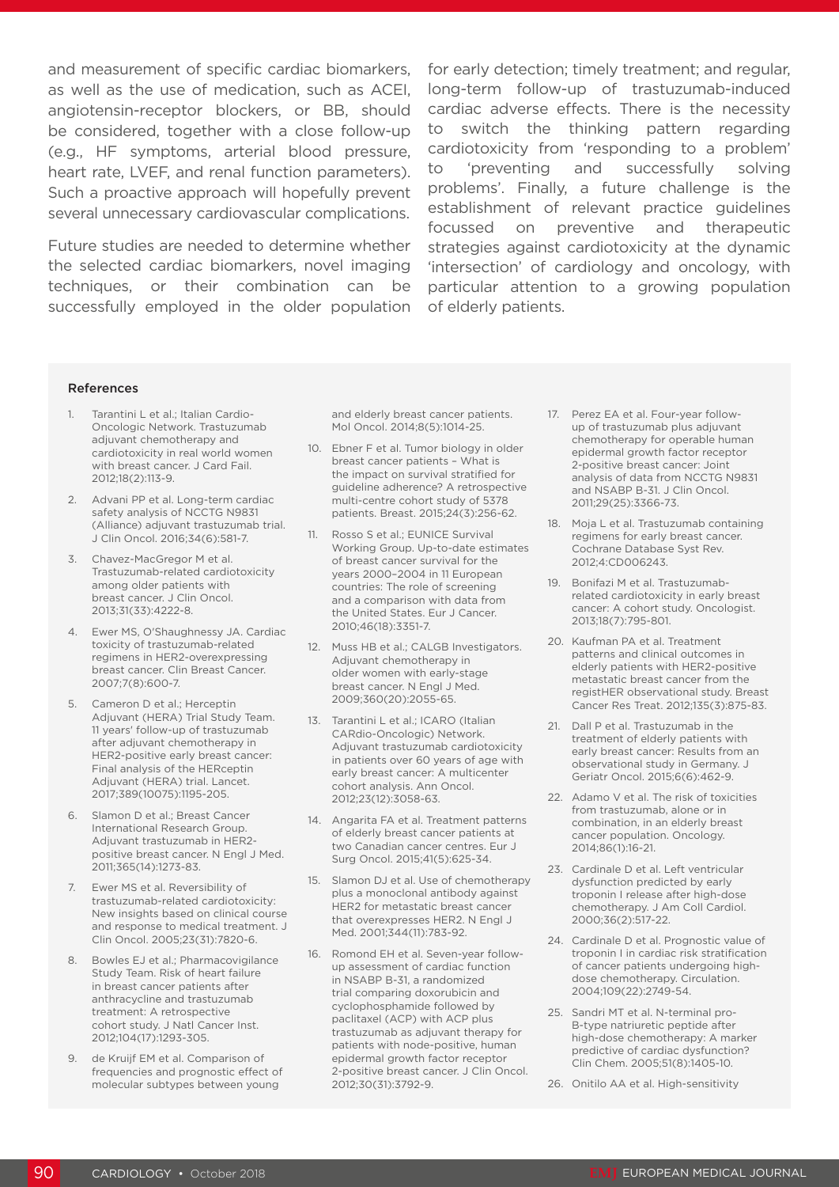and measurement of specific cardiac biomarkers, as well as the use of medication, such as ACEI, angiotensin-receptor blockers, or BB, should be considered, together with a close follow-up (e.g., HF symptoms, arterial blood pressure, heart rate, LVEF, and renal function parameters). Such a proactive approach will hopefully prevent several unnecessary cardiovascular complications.

Future studies are needed to determine whether the selected cardiac biomarkers, novel imaging techniques, or their combination can be successfully employed in the older population for early detection; timely treatment; and regular, long-term follow-up of trastuzumab-induced cardiac adverse effects. There is the necessity to switch the thinking pattern regarding cardiotoxicity from 'responding to a problem' to 'preventing and successfully solving problems'. Finally, a future challenge is the establishment of relevant practice guidelines focussed on preventive and therapeutic strategies against cardiotoxicity at the dynamic 'intersection' of cardiology and oncology, with particular attention to a growing population of elderly patients.

### References

1. Tarantini L et al.; Italian Cardio-Oncologic Network. Trastuzumab adjuvant chemotherapy and cardiotoxicity in real world women with breast cancer. J Card Fail. 2012;18(2):113-9.
2. Advani PP et al. Long-term cardiac safety analysis of NCCTG N9831 (Alliance) adjuvant trastuzumab trial. J Clin Oncol. 2016;34(6):581-7.
3. Chavez-MacGregor M et al. Trastuzumab-related cardiotoxicity among older patients with breast cancer. J Clin Oncol. 2013;31(33):4222-8.
4. Ewer MS, O'Shaughnessy JA. Cardiac toxicity of trastuzumab-related regimens in HER2-overexpressing breast cancer. Clin Breast Cancer. 2007;7(8):600-7.
5. Cameron D et al.; Herceptin Adjuvant (HERA) Trial Study Team. 11 years' follow-up of trastuzumab after adjuvant chemotherapy in HER2-positive early breast cancer: Final analysis of the HERceptin Adjuvant (HERA) trial. Lancet. 2017;389(10075):1195-205.
6. Slamon D et al.; Breast Cancer International Research Group. Adjuvant trastuzumab in HER2-positive breast cancer. N Engl J Med. 2011;365(14):1273-83.
7. Ewer MS et al. Reversibility of trastuzumab-related cardiotoxicity: New insights based on clinical course and response to medical treatment. J Clin Oncol. 2005;23(31):7820-6.
8. Bowles EJ et al.; Pharmacovigilance Study Team. Risk of heart failure in breast cancer patients after anthracycline and trastuzumab treatment: A retrospective cohort study. J Natl Cancer Inst. 2012;104(17):1293-305.
9. de Kruijf EM et al. Comparison of frequencies and prognostic effect of molecular subtypes between young and elderly breast cancer patients. Mol Oncol. 2014;8(5):1014-25.
10. Ebner F et al. Tumor biology in older breast cancer patients – What is the impact on survival stratified for guideline adherence? A retrospective multi-centre cohort study of 5378 patients. Breast. 2015;24(3):256-62.
11. Rosso S et al.; EUNICE Survival Working Group. Up-to-date estimates of breast cancer survival for the years 2000–2004 in 11 European countries: The role of screening and a comparison with data from the United States. Eur J Cancer. 2010;46(18):3351-7.
12. Muss HB et al.; CALGB Investigators. Adjuvant chemotherapy in older women with early-stage breast cancer. N Engl J Med. 2009;360(20):2055-65.
13. Tarantini L et al.; ICARO (Italian CARdio-Oncologic) Network. Adjuvant trastuzumab cardiotoxicity in patients over 60 years of age with early breast cancer: A multicenter cohort analysis. Ann Oncol. 2012;23(12):3058-63.
14. Angarita FA et al. Treatment patterns of elderly breast cancer patients at two Canadian cancer centres. Eur J Surg Oncol. 2015;41(5):625-34.
15. Slamon DJ et al. Use of chemotherapy plus a monoclonal antibody against HER2 for metastatic breast cancer that overexpresses HER2. N Engl J Med. 2001;344(11):783-92.
16. Romond EH et al. Seven-year follow-up assessment of cardiac function in NSABP B-31, a randomized trial comparing doxorubicin and cyclophosphamide followed by paclitaxel (ACP) with ACP plus trastuzumab as adjuvant therapy for patients with node-positive, human epidermal growth factor receptor 2-positive breast cancer. J Clin Oncol. 2012;30(31):3792-9.
17. Perez EA et al. Four-year follow-up of trastuzumab plus adjuvant chemotherapy for operable human epidermal growth factor receptor 2-positive breast cancer: Joint analysis of data from NCCTG N9831 and NSABP B-31. J Clin Oncol. 2011;29(25):3366-73.
18. Moja L et al. Trastuzumab containing regimens for early breast cancer. Cochrane Database Syst Rev. 2012;4:CD006243.
19. Bonifazi M et al. Trastuzumab-related cardiotoxicity in early breast cancer: A cohort study. Oncologist. 2013;18(7):795-801.
20. Kaufman PA et al. Treatment patterns and clinical outcomes in elderly patients with HER2-positive metastatic breast cancer from the registHER observational study. Breast Cancer Res Treat. 2012;135(3):875-83.
21. Dall P et al. Trastuzumab in the treatment of elderly patients with early breast cancer: Results from an observational study in Germany. J Geriatr Oncol. 2015;6(6):462-9.
22. Adamo V et al. The risk of toxicities from trastuzumab, alone or in combination, in an elderly breast cancer population. Oncology. 2014;86(1):16-21.
23. Cardinale D et al. Left ventricular dysfunction predicted by early troponin I release after high-dose chemotherapy. J Am Coll Cardiol. 2000;36(2):517-22.
24. Cardinale D et al. Prognostic value of troponin I in cardiac risk stratification of cancer patients undergoing high-dose chemotherapy. Circulation. 2004;109(22):2749-54.
25. Sandri MT et al. N-terminal pro-B-type natriuretic peptide after high-dose chemotherapy: A marker predictive of cardiac dysfunction? Clin Chem. 2005;51(8):1405-10.
26. Onitilo AA et al. High-sensitivity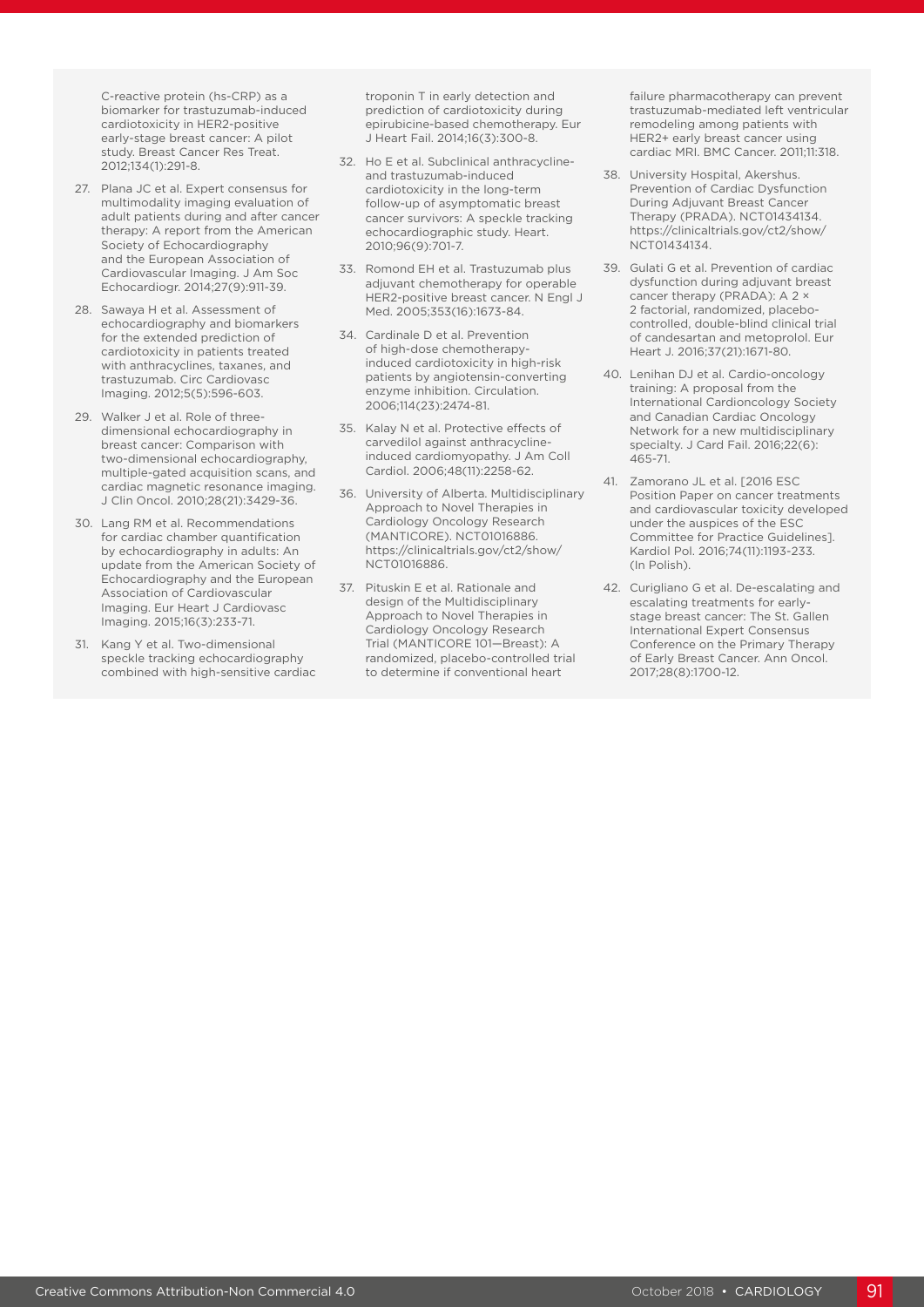C-reactive protein (hs-CRP) as a biomarker for trastuzumab-induced cardiotoxicity in HER2-positive early-stage breast cancer: A pilot study. Breast Cancer Res Treat. 2012;134(1):291-8.

27. Plana JC et al. Expert consensus for multimodality imaging evaluation of adult patients during and after cancer therapy: A report from the American Society of Echocardiography and the European Association of Cardiovascular Imaging. J Am Soc Echocardiogr. 2014;27(9):911-39.
28. Sawaya H et al. Assessment of echocardiography and biomarkers for the extended prediction of cardiotoxicity in patients treated with anthracyclines, taxanes, and trastuzumab. Circ Cardiovasc Imaging. 2012;5(5):596-603.
29. Walker J et al. Role of three-dimensional echocardiography in breast cancer: Comparison with two-dimensional echocardiography, multiple-gated acquisition scans, and cardiac magnetic resonance imaging. J Clin Oncol. 2010;28(21):3429-36.
30. Lang RM et al. Recommendations for cardiac chamber quantification by echocardiography in adults: An update from the American Society of Echocardiography and the European Association of Cardiovascular Imaging. Eur Heart J Cardiovasc Imaging. 2015;16(3):233-71.
31. Kang Y et al. Two-dimensional speckle tracking echocardiography combined with high-sensitive cardiac troponin T in early detection and prediction of cardiotoxicity during epirubicine-based chemotherapy. Eur J Heart Fail. 2014;16(3):300-8.
32. Ho E et al. Subclinical anthracycline- and trastuzumab-induced cardiotoxicity in the long-term follow-up of asymptomatic breast cancer survivors: A speckle tracking echocardiographic study. Heart. 2010;96(9):701-7.
33. Romond EH et al. Trastuzumab plus adjuvant chemotherapy for operable HER2-positive breast cancer. N Engl J Med. 2005;353(16):1673-84.
34. Cardinale D et al. Prevention of high-dose chemotherapy-induced cardiotoxicity in high-risk patients by angiotensin-converting enzyme inhibition. Circulation. 2006;114(23):2474-81.
35. Kalay N et al. Protective effects of carvedilol against anthracycline-induced cardiomyopathy. J Am Coll Cardiol. 2006;48(11):2258-62.
36. University of Alberta. Multidisciplinary Approach to Novel Therapies in Cardiology Oncology Research (MANTICORE). NCT01016886. https://clinicaltrials.gov/ct2/show/NCT01016886.
37. Pituskin E et al. Rationale and design of the Multidisciplinary Approach to Novel Therapies in Cardiology Oncology Research Trial (MANTICORE 101—Breast): A randomized, placebo-controlled trial to determine if conventional heart failure pharmacotherapy can prevent trastuzumab-mediated left ventricular remodeling among patients with HER2+ early breast cancer using cardiac MRI. BMC Cancer. 2011;11:318.
38. University Hospital, Akershus. Prevention of Cardiac Dysfunction During Adjuvant Breast Cancer Therapy (PRADA). NCT01434134. https://clinicaltrials.gov/ct2/show/NCT01434134.
39. Gulati G et al. Prevention of cardiac dysfunction during adjuvant breast cancer therapy (PRADA): A 2 × 2 factorial, randomized, placebo-controlled, double-blind clinical trial of candesartan and metoprolol. Eur Heart J. 2016;37(21):1671-80.
40. Lenihan DJ et al. Cardio-oncology training: A proposal from the International Cardioncology Society and Canadian Cardiac Oncology Network for a new multidisciplinary specialty. J Card Fail. 2016;22(6): 465-71.
41. Zamorano JL et al. [2016 ESC Position Paper on cancer treatments and cardiovascular toxicity developed under the auspices of the ESC Committee for Practice Guidelines]. Kardiol Pol. 2016;74(11):1193-233. (In Polish).
42. Curigliano G et al. De-escalating and escalating treatments for early-stage breast cancer: The St. Gallen International Expert Consensus Conference on the Primary Therapy of Early Breast Cancer. Ann Oncol. 2017;28(8):1700-12.